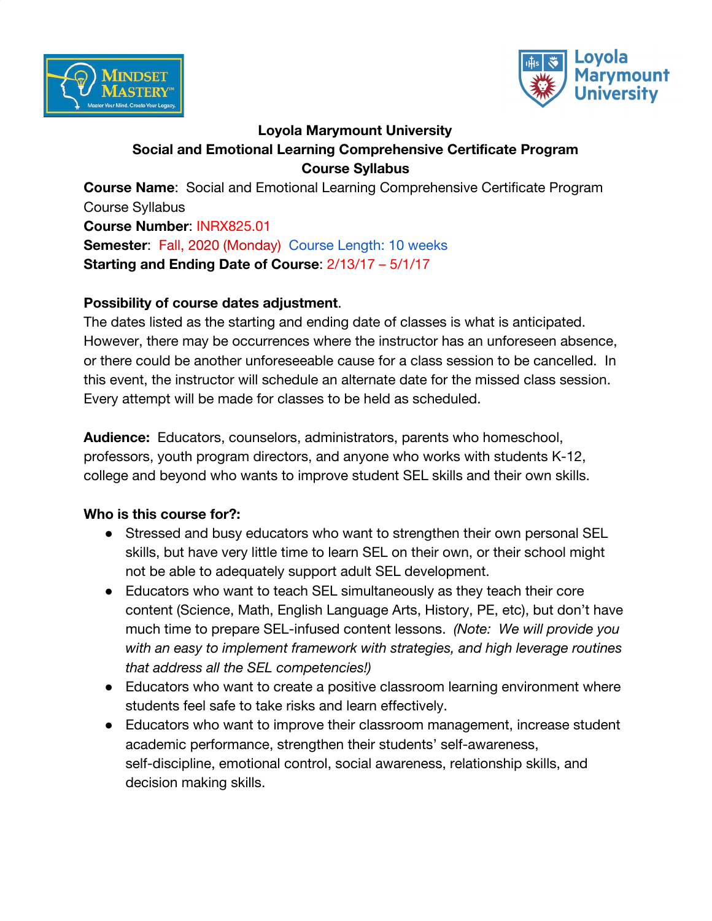**Loyola Marymount University**

**Social and Emotional Learning Comprehensive Certificate Program**

**Course Syllabus**

**Course Name**: Social and Emotional Learning Comprehensive Certificate Program Course Syllabus

**Course Number**: INRX825.01

**Semester**: Fall, 2020 (Monday) Course Length: 10 weeks

**Starting and Ending Date of Course**: 2/13/17 – 5/1/17

**Possibility of course dates adjustment**.

The dates listed as the starting and ending date of classes is what is anticipated. However, there may be occurrences where the instructor has an unforeseen absence, or there could be another unforeseeable cause for a class session to be cancelled. In this event, the instructor will schedule an alternate date for the missed class session. Every attempt will be made for classes to be held as scheduled.

**Audience:** Educators, counselors, administrators, parents who homeschool, professors, youth program directors, and anyone who works with students K-12, college and beyond who wants to improve student SEL skills and their own skills.

**Who is this course for?:**

- Stressed and busy educators who want to strengthen their own personal SEL skills, but have very little time to learn SEL on their own, or their school might not be able to adequately support adult SEL development.
- Educators who want to teach SEL simultaneously as they teach their core content (Science, Math, English Language Arts, History, PE, etc), but don't have much time to prepare SEL-infused content lessons. *(Note: We will provide you with an easy to implement framework with strategies, and high leverage routines that address all the SEL competencies!)*
- Educators who want to create a positive classroom learning environment where students feel safe to take risks and learn effectively.
- Educators who want to improve their classroom management, increase student academic performance, strengthen their students' self-awareness, self-discipline, emotional control, social awareness, relationship skills, and decision making skills.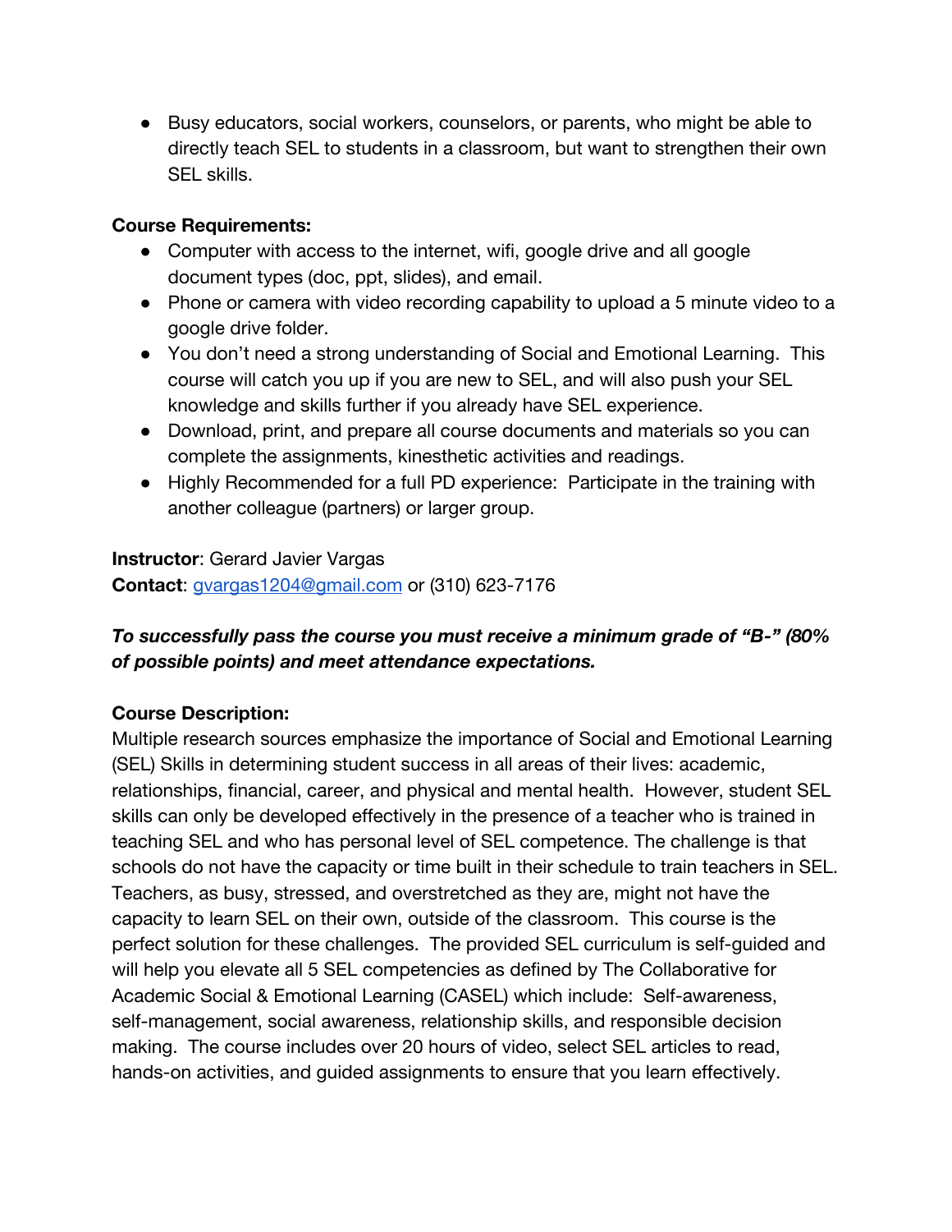- Busy educators, social workers, counselors, or parents, who might be able to directly teach SEL to students in a classroom, but want to strengthen their own SEL skills.

**Course Requirements:**

- Computer with access to the internet, wifi, google drive and all google document types (doc, ppt, slides), and email.
- Phone or camera with video recording capability to upload a 5 minute video to a google drive folder.
- You don't need a strong understanding of Social and Emotional Learning. This course will catch you up if you are new to SEL, and will also push your SEL knowledge and skills further if you already have SEL experience.
- Download, print, and prepare all course documents and materials so you can complete the assignments, kinesthetic activities and readings.
- Highly Recommended for a full PD experience: Participate in the training with another colleague (partners) or larger group.

**Instructor**: Gerard Javier Vargas
**Contact**: gvargas1204@gmail.com or (310) 623-7176

***To successfully pass the course you must receive a minimum grade of "B-" (80% of possible points) and meet attendance expectations.***

**Course Description:**
Multiple research sources emphasize the importance of Social and Emotional Learning (SEL) Skills in determining student success in all areas of their lives: academic, relationships, financial, career, and physical and mental health. However, student SEL skills can only be developed effectively in the presence of a teacher who is trained in teaching SEL and who has personal level of SEL competence. The challenge is that schools do not have the capacity or time built in their schedule to train teachers in SEL. Teachers, as busy, stressed, and overstretched as they are, might not have the capacity to learn SEL on their own, outside of the classroom. This course is the perfect solution for these challenges. The provided SEL curriculum is self-guided and will help you elevate all 5 SEL competencies as defined by The Collaborative for Academic Social & Emotional Learning (CASEL) which include: Self-awareness, self-management, social awareness, relationship skills, and responsible decision making. The course includes over 20 hours of video, select SEL articles to read, hands-on activities, and guided assignments to ensure that you learn effectively.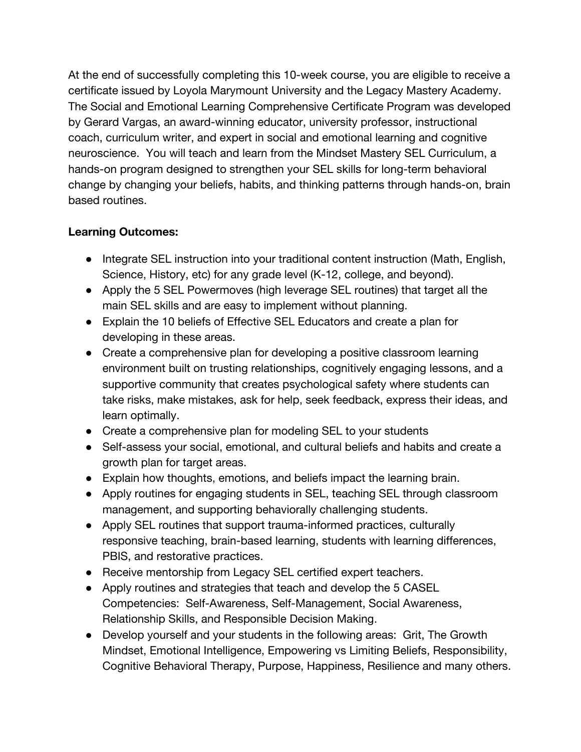At the end of successfully completing this 10-week course, you are eligible to receive a certificate issued by Loyola Marymount University and the Legacy Mastery Academy. The Social and Emotional Learning Comprehensive Certificate Program was developed by Gerard Vargas, an award-winning educator, university professor, instructional coach, curriculum writer, and expert in social and emotional learning and cognitive neuroscience. You will teach and learn from the Mindset Mastery SEL Curriculum, a hands-on program designed to strengthen your SEL skills for long-term behavioral change by changing your beliefs, habits, and thinking patterns through hands-on, brain based routines.

**Learning Outcomes:**

- Integrate SEL instruction into your traditional content instruction (Math, English, Science, History, etc) for any grade level (K-12, college, and beyond).
- Apply the 5 SEL Powermoves (high leverage SEL routines) that target all the main SEL skills and are easy to implement without planning.
- Explain the 10 beliefs of Effective SEL Educators and create a plan for developing in these areas.
- Create a comprehensive plan for developing a positive classroom learning environment built on trusting relationships, cognitively engaging lessons, and a supportive community that creates psychological safety where students can take risks, make mistakes, ask for help, seek feedback, express their ideas, and learn optimally.
- Create a comprehensive plan for modeling SEL to your students
- Self-assess your social, emotional, and cultural beliefs and habits and create a growth plan for target areas.
- Explain how thoughts, emotions, and beliefs impact the learning brain.
- Apply routines for engaging students in SEL, teaching SEL through classroom management, and supporting behaviorally challenging students.
- Apply SEL routines that support trauma-informed practices, culturally responsive teaching, brain-based learning, students with learning differences, PBIS, and restorative practices.
- Receive mentorship from Legacy SEL certified expert teachers.
- Apply routines and strategies that teach and develop the 5 CASEL Competencies: Self-Awareness, Self-Management, Social Awareness, Relationship Skills, and Responsible Decision Making.
- Develop yourself and your students in the following areas: Grit, The Growth Mindset, Emotional Intelligence, Empowering vs Limiting Beliefs, Responsibility, Cognitive Behavioral Therapy, Purpose, Happiness, Resilience and many others.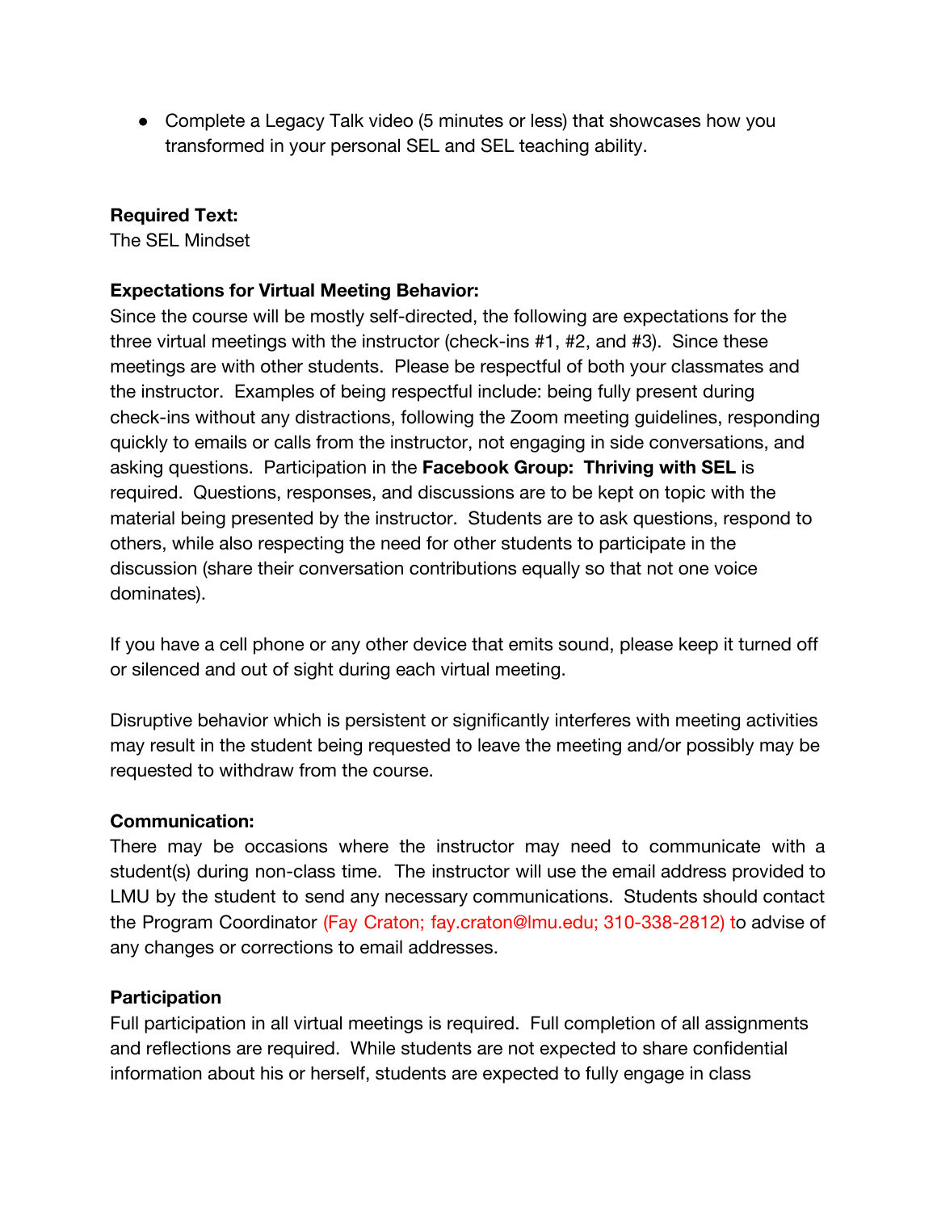- Complete a Legacy Talk video (5 minutes or less) that showcases how you transformed in your personal SEL and SEL teaching ability.

**Required Text:**
The SEL Mindset

**Expectations for Virtual Meeting Behavior:**
Since the course will be mostly self-directed, the following are expectations for the three virtual meetings with the instructor (check-ins #1, #2, and #3). Since these meetings are with other students. Please be respectful of both your classmates and the instructor. Examples of being respectful include: being fully present during check-ins without any distractions, following the Zoom meeting guidelines, responding quickly to emails or calls from the instructor, not engaging in side conversations, and asking questions. Participation in the **Facebook Group: Thriving with SEL** is required. Questions, responses, and discussions are to be kept on topic with the material being presented by the instructor. Students are to ask questions, respond to others, while also respecting the need for other students to participate in the discussion (share their conversation contributions equally so that not one voice dominates).

If you have a cell phone or any other device that emits sound, please keep it turned off or silenced and out of sight during each virtual meeting.

Disruptive behavior which is persistent or significantly interferes with meeting activities may result in the student being requested to leave the meeting and/or possibly may be requested to withdraw from the course.

**Communication:**
There may be occasions where the instructor may need to communicate with a student(s) during non-class time. The instructor will use the email address provided to LMU by the student to send any necessary communications. Students should contact the Program Coordinator (Fay Craton; fay.craton@lmu.edu; 310-338-2812) to advise of any changes or corrections to email addresses.

**Participation**
Full participation in all virtual meetings is required. Full completion of all assignments and reflections are required. While students are not expected to share confidential information about his or herself, students are expected to fully engage in class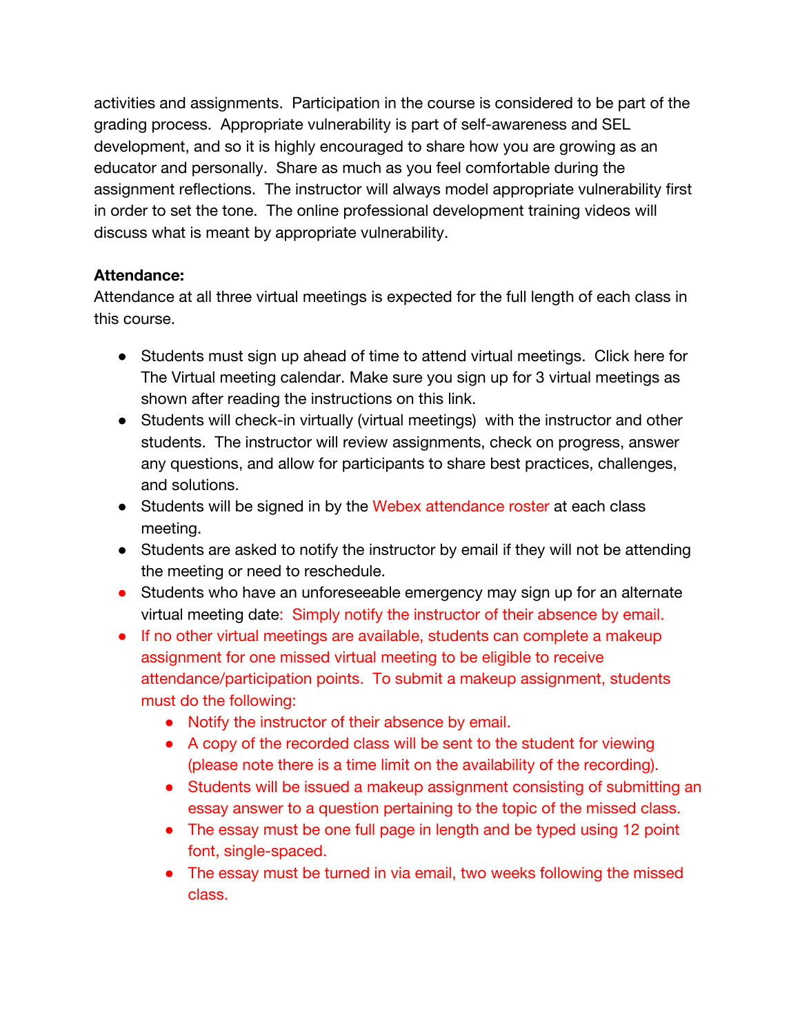activities and assignments. Participation in the course is considered to be part of the grading process. Appropriate vulnerability is part of self-awareness and SEL development, and so it is highly encouraged to share how you are growing as an educator and personally. Share as much as you feel comfortable during the assignment reflections. The instructor will always model appropriate vulnerability first in order to set the tone. The online professional development training videos will discuss what is meant by appropriate vulnerability.

**Attendance:**

Attendance at all three virtual meetings is expected for the full length of each class in this course.

- Students must sign up ahead of time to attend virtual meetings. Click here for The Virtual meeting calendar. Make sure you sign up for 3 virtual meetings as shown after reading the instructions on this link.
- Students will check-in virtually (virtual meetings) with the instructor and other students. The instructor will review assignments, check on progress, answer any questions, and allow for participants to share best practices, challenges, and solutions.
- Students will be signed in by the Webex attendance roster at each class meeting.
- Students are asked to notify the instructor by email if they will not be attending the meeting or need to reschedule.
- Students who have an unforeseeable emergency may sign up for an alternate virtual meeting date: Simply notify the instructor of their absence by email.
- If no other virtual meetings are available, students can complete a makeup assignment for one missed virtual meeting to be eligible to receive attendance/participation points. To submit a makeup assignment, students must do the following:
  - Notify the instructor of their absence by email.
  - A copy of the recorded class will be sent to the student for viewing (please note there is a time limit on the availability of the recording).
  - Students will be issued a makeup assignment consisting of submitting an essay answer to a question pertaining to the topic of the missed class.
  - The essay must be one full page in length and be typed using 12 point font, single-spaced.
  - The essay must be turned in via email, two weeks following the missed class.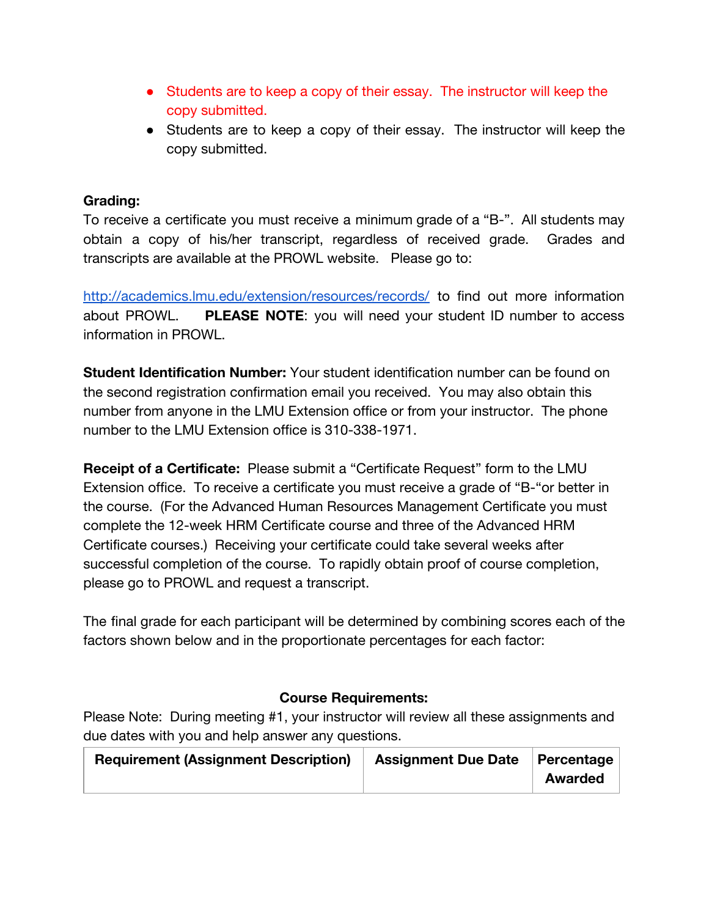- Students are to keep a copy of their essay. The instructor will keep the copy submitted.
- Students are to keep a copy of their essay. The instructor will keep the copy submitted.

**Grading:**
To receive a certificate you must receive a minimum grade of a "B-". All students may obtain a copy of his/her transcript, regardless of received grade. Grades and transcripts are available at the PROWL website. Please go to:

http://academics.lmu.edu/extension/resources/records/ to find out more information about PROWL. **PLEASE NOTE**: you will need your student ID number to access information in PROWL.

**Student Identification Number:** Your student identification number can be found on the second registration confirmation email you received. You may also obtain this number from anyone in the LMU Extension office or from your instructor. The phone number to the LMU Extension office is 310-338-1971.

**Receipt of a Certificate:** Please submit a "Certificate Request" form to the LMU Extension office. To receive a certificate you must receive a grade of "B-"or better in the course. (For the Advanced Human Resources Management Certificate you must complete the 12-week HRM Certificate course and three of the Advanced HRM Certificate courses.) Receiving your certificate could take several weeks after successful completion of the course. To rapidly obtain proof of course completion, please go to PROWL and request a transcript.

The final grade for each participant will be determined by combining scores each of the factors shown below and in the proportionate percentages for each factor:

**Course Requirements:**

Please Note: During meeting #1, your instructor will review all these assignments and due dates with you and help answer any questions.

| Requirement (Assignment Description) | Assignment Due Date | Percentage Awarded |
|---|---|---|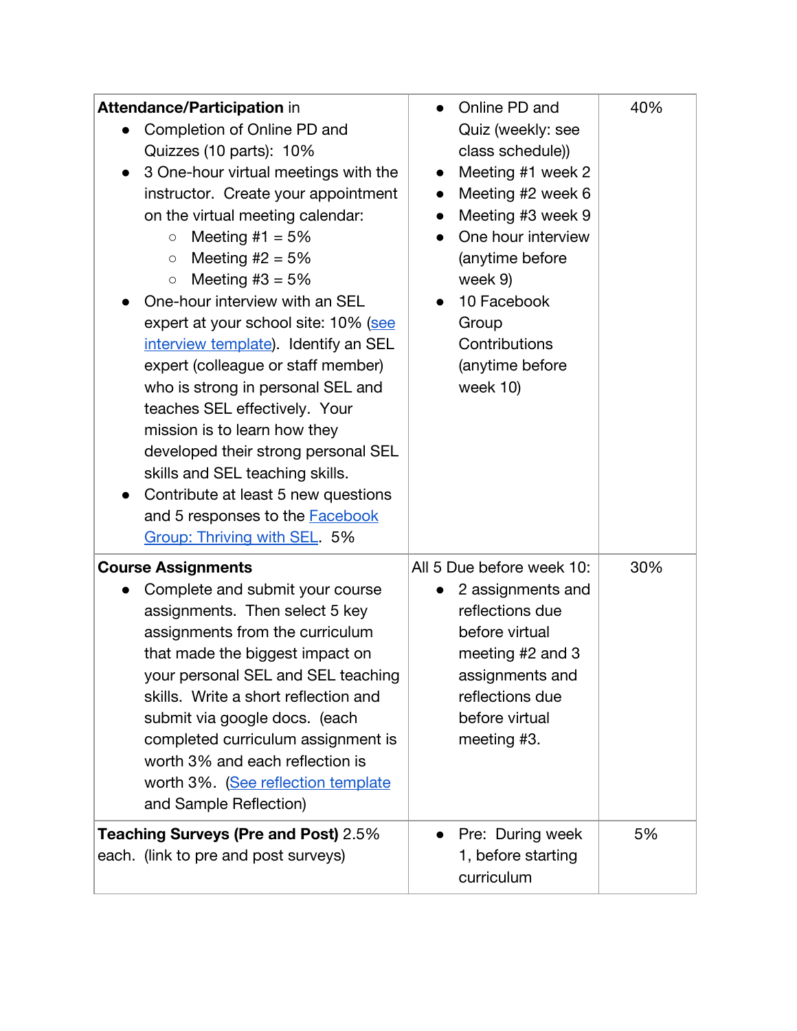| | | |
|---|---|---|
| **Attendance/Participation** in<br>• Completion of Online PD and Quizzes (10 parts): 10%<br>• 3 One-hour virtual meetings with the instructor. Create your appointment on the virtual meeting calendar:<br>  ○ Meeting #1 = 5%<br>  ○ Meeting #2 = 5%<br>  ○ Meeting #3 = 5%<br>• One-hour interview with an SEL expert at your school site: 10% (see interview template). Identify an SEL expert (colleague or staff member) who is strong in personal SEL and teaches SEL effectively. Your mission is to learn how they developed their strong personal SEL skills and SEL teaching skills.<br>• Contribute at least 5 new questions and 5 responses to the Facebook Group: Thriving with SEL. 5% | • Online PD and Quiz (weekly: see class schedule))<br>• Meeting #1 week 2<br>• Meeting #2 week 6<br>• Meeting #3 week 9<br>• One hour interview (anytime before week 9)<br>• 10 Facebook Group Contributions (anytime before week 10) | 40% |
| **Course Assignments**<br>• Complete and submit your course assignments. Then select 5 key assignments from the curriculum that made the biggest impact on your personal SEL and SEL teaching skills. Write a short reflection and submit via google docs. (each completed curriculum assignment is worth 3% and each reflection is worth 3%. (See reflection template and Sample Reflection) | All 5 Due before week 10:<br>• 2 assignments and reflections due before virtual meeting #2 and 3 assignments and reflections due before virtual meeting #3. | 30% |
| **Teaching Surveys (Pre and Post)** 2.5% each. (link to pre and post surveys) | • Pre: During week 1, before starting curriculum | 5% |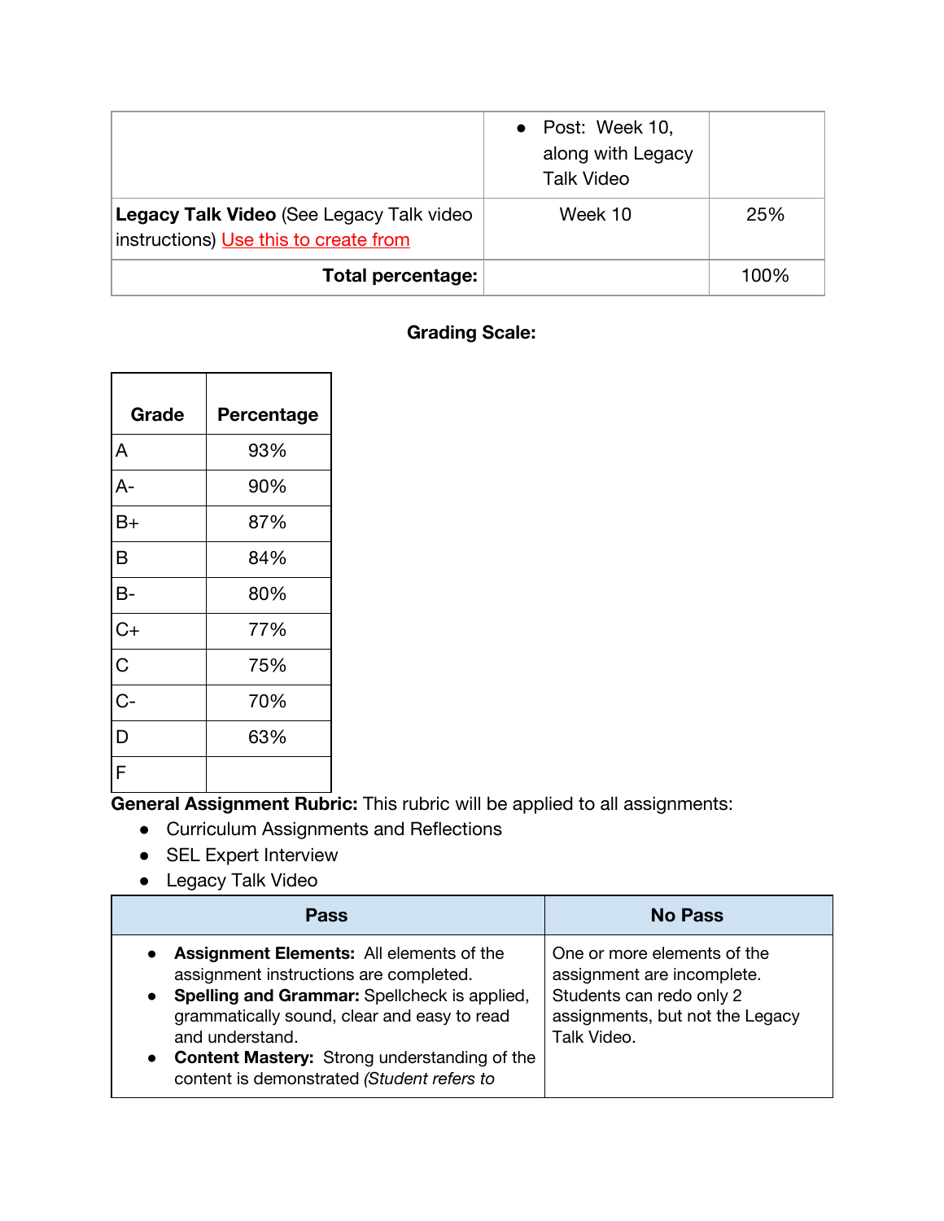| | | |
|---|---|---|
| | • Post: Week 10, along with Legacy Talk Video | |
| **Legacy Talk Video** (See Legacy Talk video instructions) Use this to create from | Week 10 | 25% |
| **Total percentage:** | | 100% |

**Grading Scale:**

| Grade | Percentage |
|---|---|
| A | 93% |
| A- | 90% |
| B+ | 87% |
| B | 84% |
| B- | 80% |
| C+ | 77% |
| C | 75% |
| C- | 70% |
| D | 63% |
| F | |

**General Assignment Rubric:** This rubric will be applied to all assignments:

- Curriculum Assignments and Reflections
- SEL Expert Interview
- Legacy Talk Video

| Pass | No Pass |
|---|---|
| • **Assignment Elements:** All elements of the assignment instructions are completed.<br>• **Spelling and Grammar:** Spellcheck is applied, grammatically sound, clear and easy to read and understand.<br>• **Content Mastery:** Strong understanding of the content is demonstrated *(Student refers to* | One or more elements of the assignment are incomplete. Students can redo only 2 assignments, but not the Legacy Talk Video. |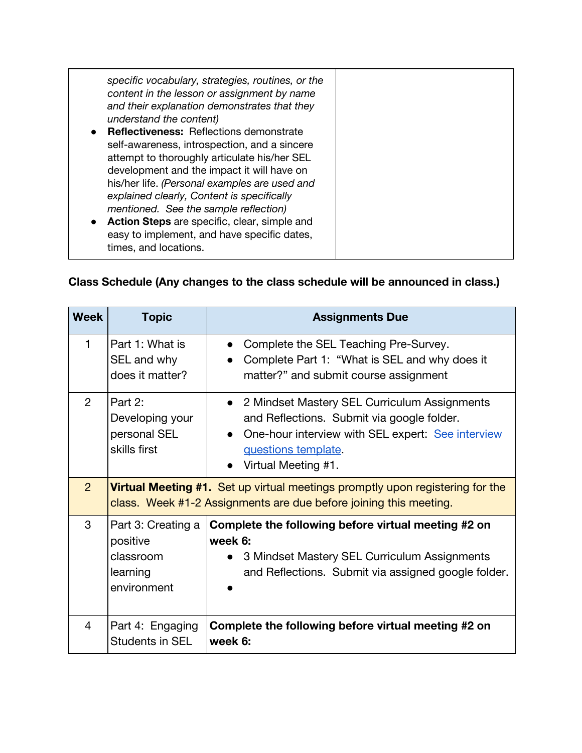| | |
|---|---|
| *specific vocabulary, strategies, routines, or the content in the lesson or assignment by name and their explanation demonstrates that they understand the content)*<br>● **Reflectiveness:** Reflections demonstrate self-awareness, introspection, and a sincere attempt to thoroughly articulate his/her SEL development and the impact it will have on his/her life. *(Personal examples are used and explained clearly, Content is specifically mentioned. See the sample reflection)*<br>● **Action Steps** are specific, clear, simple and easy to implement, and have specific dates, times, and locations. | |

**Class Schedule (Any changes to the class schedule will be announced in class.)**

| Week | Topic | Assignments Due |
|---|---|---|
| 1 | Part 1: What is SEL and why does it matter? | ● Complete the SEL Teaching Pre-Survey.<br>● Complete Part 1: "What is SEL and why does it matter?" and submit course assignment |
| 2 | Part 2: Developing your personal SEL skills first | ● 2 Mindset Mastery SEL Curriculum Assignments and Reflections. Submit via google folder.<br>● One-hour interview with SEL expert: See interview questions template.<br>● Virtual Meeting #1. |
| 2 | **Virtual Meeting #1.** Set up virtual meetings promptly upon registering for the class. Week #1-2 Assignments are due before joining this meeting. | |
| 3 | Part 3: Creating a positive classroom learning environment | **Complete the following before virtual meeting #2 on week 6:**<br>● 3 Mindset Mastery SEL Curriculum Assignments and Reflections. Submit via assigned google folder.<br>● |
| 4 | Part 4: Engaging Students in SEL | **Complete the following before virtual meeting #2 on week 6:** |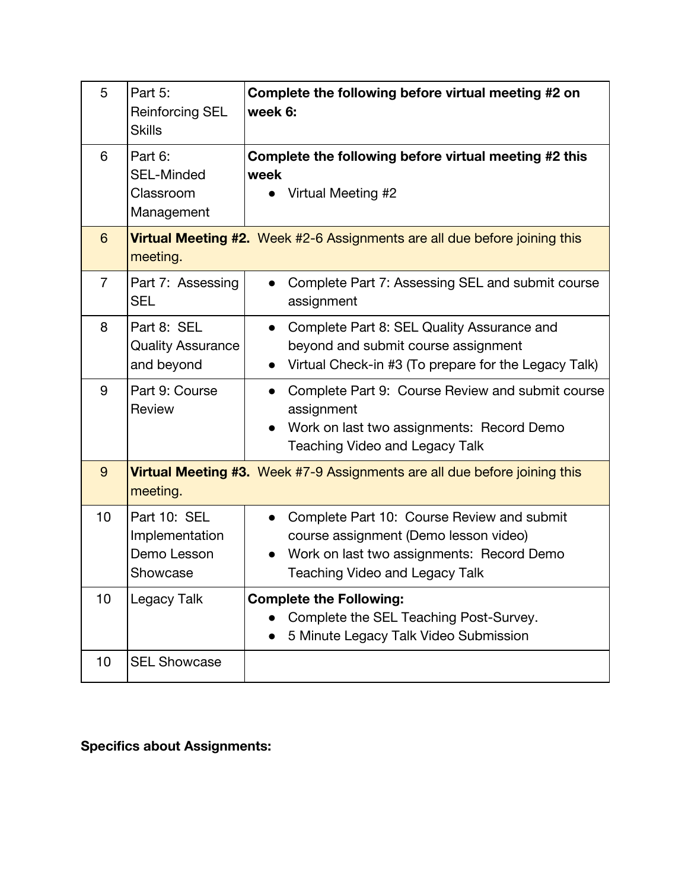| | | |
|---|---|---|
| 5 | Part 5: Reinforcing SEL Skills | **Complete the following before virtual meeting #2 on week 6:** |
| 6 | Part 6: SEL-Minded Classroom Management | **Complete the following before virtual meeting #2 this week**<br>● Virtual Meeting #2 |
| 6 | **Virtual Meeting #2.** Week #2-6 Assignments are all due before joining this meeting. | |
| 7 | Part 7: Assessing SEL | ● Complete Part 7: Assessing SEL and submit course assignment |
| 8 | Part 8: SEL Quality Assurance and beyond | ● Complete Part 8: SEL Quality Assurance and beyond and submit course assignment<br>● Virtual Check-in #3 (To prepare for the Legacy Talk) |
| 9 | Part 9: Course Review | ● Complete Part 9: Course Review and submit course assignment<br>● Work on last two assignments: Record Demo Teaching Video and Legacy Talk |
| 9 | **Virtual Meeting #3.** Week #7-9 Assignments are all due before joining this meeting. | |
| 10 | Part 10: SEL Implementation Demo Lesson Showcase | ● Complete Part 10: Course Review and submit course assignment (Demo lesson video)<br>● Work on last two assignments: Record Demo Teaching Video and Legacy Talk |
| 10 | Legacy Talk | **Complete the Following:**<br>● Complete the SEL Teaching Post-Survey.<br>● 5 Minute Legacy Talk Video Submission |
| 10 | SEL Showcase | |

**Specifics about Assignments:**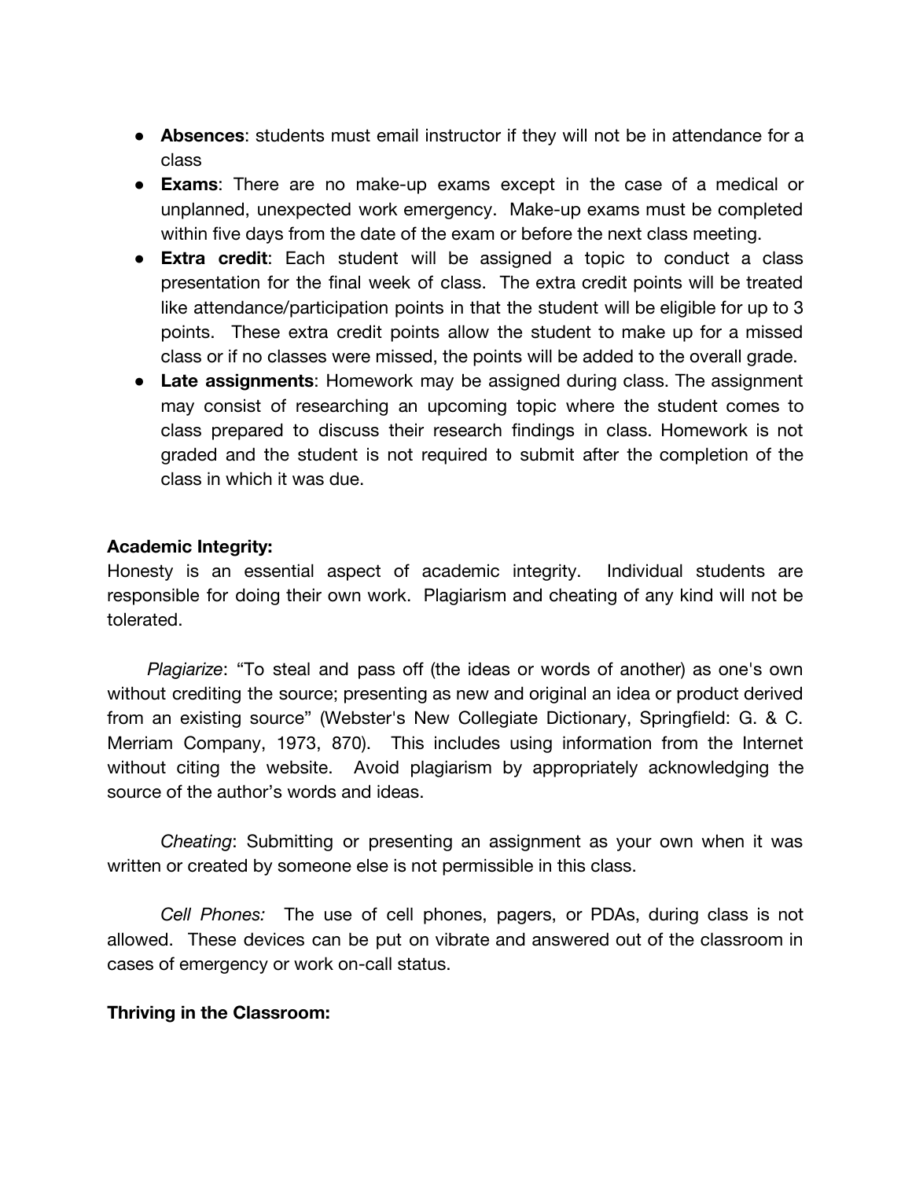- **Absences**: students must email instructor if they will not be in attendance for a class
- **Exams**: There are no make-up exams except in the case of a medical or unplanned, unexpected work emergency. Make-up exams must be completed within five days from the date of the exam or before the next class meeting.
- **Extra credit**: Each student will be assigned a topic to conduct a class presentation for the final week of class. The extra credit points will be treated like attendance/participation points in that the student will be eligible for up to 3 points. These extra credit points allow the student to make up for a missed class or if no classes were missed, the points will be added to the overall grade.
- **Late assignments**: Homework may be assigned during class. The assignment may consist of researching an upcoming topic where the student comes to class prepared to discuss their research findings in class. Homework is not graded and the student is not required to submit after the completion of the class in which it was due.

**Academic Integrity:**

Honesty is an essential aspect of academic integrity. Individual students are responsible for doing their own work. Plagiarism and cheating of any kind will not be tolerated.

*Plagiarize*: "To steal and pass off (the ideas or words of another) as one's own without crediting the source; presenting as new and original an idea or product derived from an existing source" (Webster's New Collegiate Dictionary, Springfield: G. & C. Merriam Company, 1973, 870). This includes using information from the Internet without citing the website. Avoid plagiarism by appropriately acknowledging the source of the author's words and ideas.

*Cheating*: Submitting or presenting an assignment as your own when it was written or created by someone else is not permissible in this class.

*Cell Phones:* The use of cell phones, pagers, or PDAs, during class is not allowed. These devices can be put on vibrate and answered out of the classroom in cases of emergency or work on-call status.

**Thriving in the Classroom:**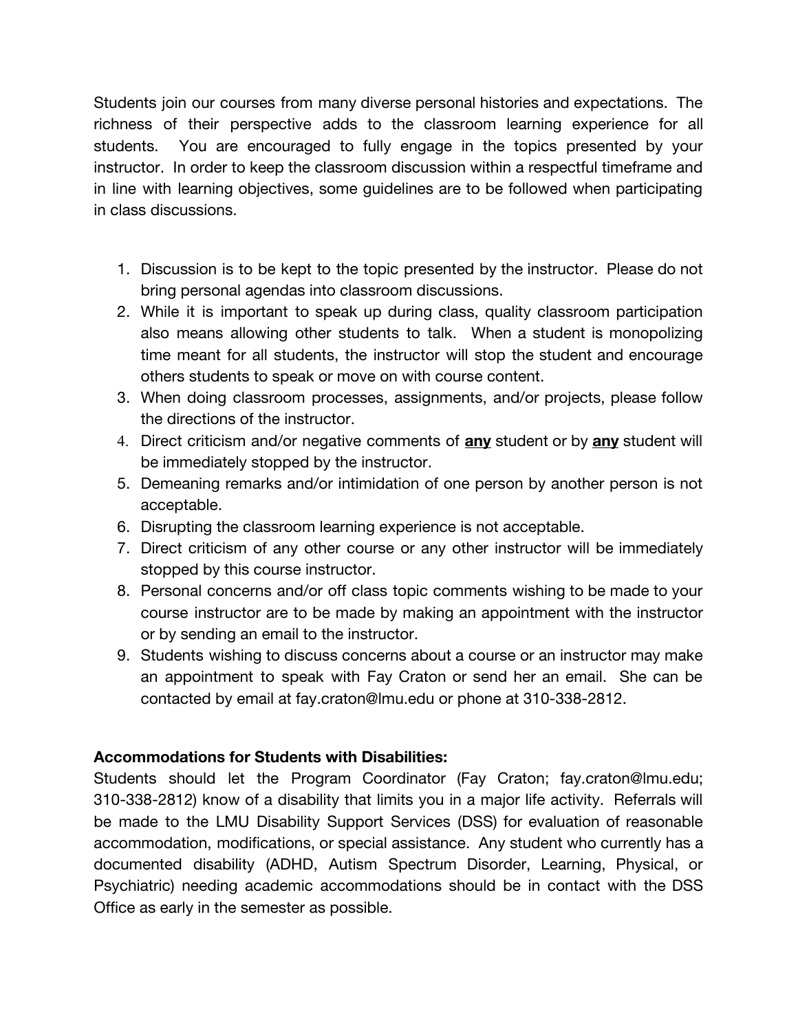Students join our courses from many diverse personal histories and expectations. The richness of their perspective adds to the classroom learning experience for all students. You are encouraged to fully engage in the topics presented by your instructor. In order to keep the classroom discussion within a respectful timeframe and in line with learning objectives, some guidelines are to be followed when participating in class discussions.

1. Discussion is to be kept to the topic presented by the instructor. Please do not bring personal agendas into classroom discussions.
2. While it is important to speak up during class, quality classroom participation also means allowing other students to talk. When a student is monopolizing time meant for all students, the instructor will stop the student and encourage others students to speak or move on with course content.
3. When doing classroom processes, assignments, and/or projects, please follow the directions of the instructor.
4. Direct criticism and/or negative comments of **<u>any</u>** student or by **<u>any</u>** student will be immediately stopped by the instructor.
5. Demeaning remarks and/or intimidation of one person by another person is not acceptable.
6. Disrupting the classroom learning experience is not acceptable.
7. Direct criticism of any other course or any other instructor will be immediately stopped by this course instructor.
8. Personal concerns and/or off class topic comments wishing to be made to your course instructor are to be made by making an appointment with the instructor or by sending an email to the instructor.
9. Students wishing to discuss concerns about a course or an instructor may make an appointment to speak with Fay Craton or send her an email. She can be contacted by email at fay.craton@lmu.edu or phone at 310-338-2812.

**Accommodations for Students with Disabilities:**

Students should let the Program Coordinator (Fay Craton; fay.craton@lmu.edu; 310-338-2812) know of a disability that limits you in a major life activity. Referrals will be made to the LMU Disability Support Services (DSS) for evaluation of reasonable accommodation, modifications, or special assistance. Any student who currently has a documented disability (ADHD, Autism Spectrum Disorder, Learning, Physical, or Psychiatric) needing academic accommodations should be in contact with the DSS Office as early in the semester as possible.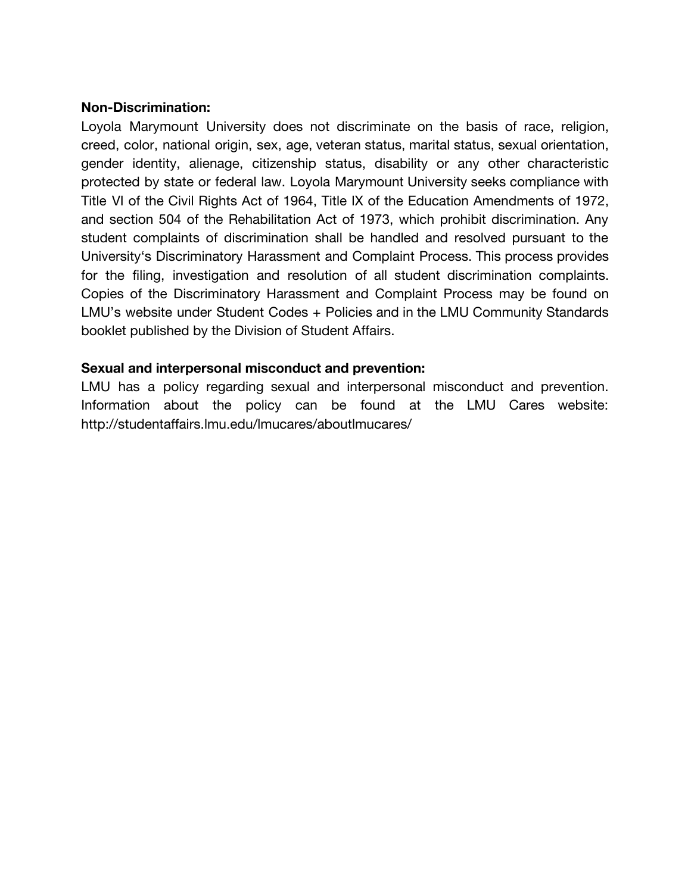**Non-Discrimination:**

Loyola Marymount University does not discriminate on the basis of race, religion, creed, color, national origin, sex, age, veteran status, marital status, sexual orientation, gender identity, alienage, citizenship status, disability or any other characteristic protected by state or federal law. Loyola Marymount University seeks compliance with Title VI of the Civil Rights Act of 1964, Title IX of the Education Amendments of 1972, and section 504 of the Rehabilitation Act of 1973, which prohibit discrimination. Any student complaints of discrimination shall be handled and resolved pursuant to the University's Discriminatory Harassment and Complaint Process. This process provides for the filing, investigation and resolution of all student discrimination complaints. Copies of the Discriminatory Harassment and Complaint Process may be found on LMU's website under Student Codes + Policies and in the LMU Community Standards booklet published by the Division of Student Affairs.

**Sexual and interpersonal misconduct and prevention:**

LMU has a policy regarding sexual and interpersonal misconduct and prevention. Information about the policy can be found at the LMU Cares website: http://studentaffairs.lmu.edu/lmucares/aboutlmucares/